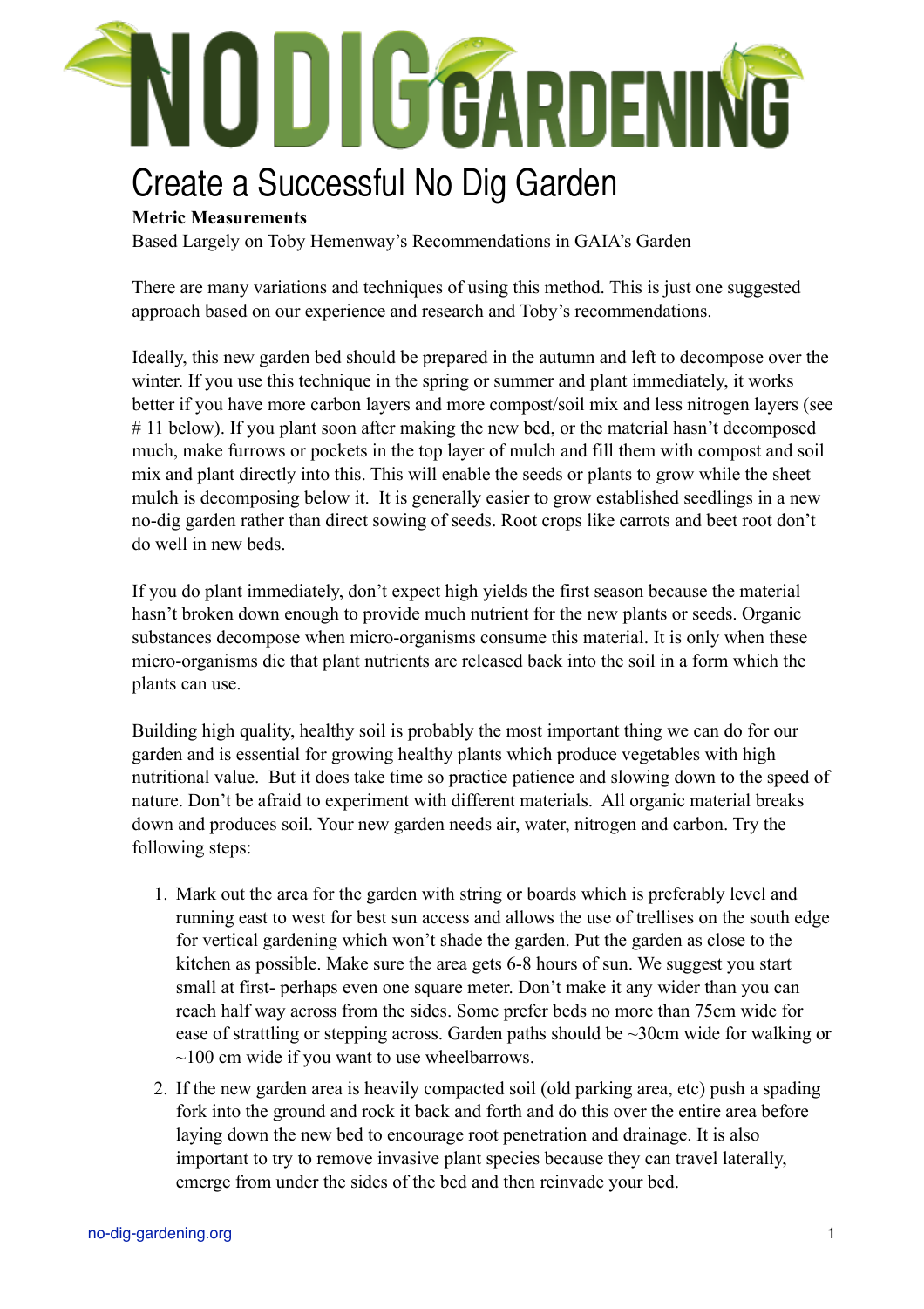# NO DIG GARDENING

# Create a Successful No Dig Garden

**Metric Measurements**

Based Largely on Toby Hemenway's Recommendations in GAIA's Garden

There are many variations and techniques of using this method. This is just one suggested approach based on our experience and research and Toby's recommendations.

Ideally, this new garden bed should be prepared in the autumn and left to decompose over the winter. If you use this technique in the spring or summer and plant immediately, it works better if you have more carbon layers and more compost/soil mix and less nitrogen layers (see # 11 below). If you plant soon after making the new bed, or the material hasn't decomposed much, make furrows or pockets in the top layer of mulch and fill them with compost and soil mix and plant directly into this. This will enable the seeds or plants to grow while the sheet mulch is decomposing below it. It is generally easier to grow established seedlings in a new no-dig garden rather than direct sowing of seeds. Root crops like carrots and beet root don't do well in new beds.

If you do plant immediately, don't expect high yields the first season because the material hasn't broken down enough to provide much nutrient for the new plants or seeds. Organic substances decompose when micro-organisms consume this material. It is only when these micro-organisms die that plant nutrients are released back into the soil in a form which the plants can use.

Building high quality, healthy soil is probably the most important thing we can do for our garden and is essential for growing healthy plants which produce vegetables with high nutritional value. But it does take time so practice patience and slowing down to the speed of nature. Don't be afraid to experiment with different materials. All organic material breaks down and produces soil. Your new garden needs air, water, nitrogen and carbon. Try the following steps:

1. Mark out the area for the garden with string or boards which is preferably level and running east to west for best sun access and allows the use of trellises on the south edge for vertical gardening which won't shade the garden. Put the garden as close to the kitchen as possible. Make sure the area gets 6-8 hours of sun. We suggest you start small at first- perhaps even one square meter. Don't make it any wider than you can reach half way across from the sides. Some prefer beds no more than 75cm wide for ease of strattling or stepping across. Garden paths should be ~30cm wide for walking or ~100 cm wide if you want to use wheelbarrows.
2. If the new garden area is heavily compacted soil (old parking area, etc) push a spading fork into the ground and rock it back and forth and do this over the entire area before laying down the new bed to encourage root penetration and drainage. It is also important to try to remove invasive plant species because they can travel laterally, emerge from under the sides of the bed and then reinvade your bed.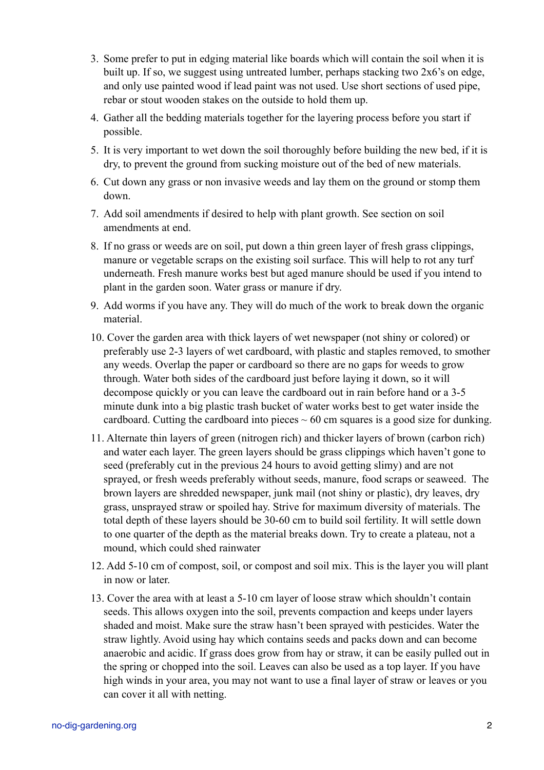3. Some prefer to put in edging material like boards which will contain the soil when it is built up. If so, we suggest using untreated lumber, perhaps stacking two 2x6's on edge, and only use painted wood if lead paint was not used. Use short sections of used pipe, rebar or stout wooden stakes on the outside to hold them up.
4. Gather all the bedding materials together for the layering process before you start if possible.
5. It is very important to wet down the soil thoroughly before building the new bed, if it is dry, to prevent the ground from sucking moisture out of the bed of new materials.
6. Cut down any grass or non invasive weeds and lay them on the ground or stomp them down.
7. Add soil amendments if desired to help with plant growth. See section on soil amendments at end.
8. If no grass or weeds are on soil, put down a thin green layer of fresh grass clippings, manure or vegetable scraps on the existing soil surface. This will help to rot any turf underneath. Fresh manure works best but aged manure should be used if you intend to plant in the garden soon. Water grass or manure if dry.
9. Add worms if you have any. They will do much of the work to break down the organic material.
10. Cover the garden area with thick layers of wet newspaper (not shiny or colored) or preferably use 2-3 layers of wet cardboard, with plastic and staples removed, to smother any weeds. Overlap the paper or cardboard so there are no gaps for weeds to grow through. Water both sides of the cardboard just before laying it down, so it will decompose quickly or you can leave the cardboard out in rain before hand or a 3-5 minute dunk into a big plastic trash bucket of water works best to get water inside the cardboard. Cutting the cardboard into pieces ~ 60 cm squares is a good size for dunking.
11. Alternate thin layers of green (nitrogen rich) and thicker layers of brown (carbon rich) and water each layer. The green layers should be grass clippings which haven't gone to seed (preferably cut in the previous 24 hours to avoid getting slimy) and are not sprayed, or fresh weeds preferably without seeds, manure, food scraps or seaweed. The brown layers are shredded newspaper, junk mail (not shiny or plastic), dry leaves, dry grass, unsprayed straw or spoiled hay. Strive for maximum diversity of materials. The total depth of these layers should be 30-60 cm to build soil fertility. It will settle down to one quarter of the depth as the material breaks down. Try to create a plateau, not a mound, which could shed rainwater
12. Add 5-10 cm of compost, soil, or compost and soil mix. This is the layer you will plant in now or later.
13. Cover the area with at least a 5-10 cm layer of loose straw which shouldn't contain seeds. This allows oxygen into the soil, prevents compaction and keeps under layers shaded and moist. Make sure the straw hasn't been sprayed with pesticides. Water the straw lightly. Avoid using hay which contains seeds and packs down and can become anaerobic and acidic. If grass does grow from hay or straw, it can be easily pulled out in the spring or chopped into the soil. Leaves can also be used as a top layer. If you have high winds in your area, you may not want to use a final layer of straw or leaves or you can cover it all with netting.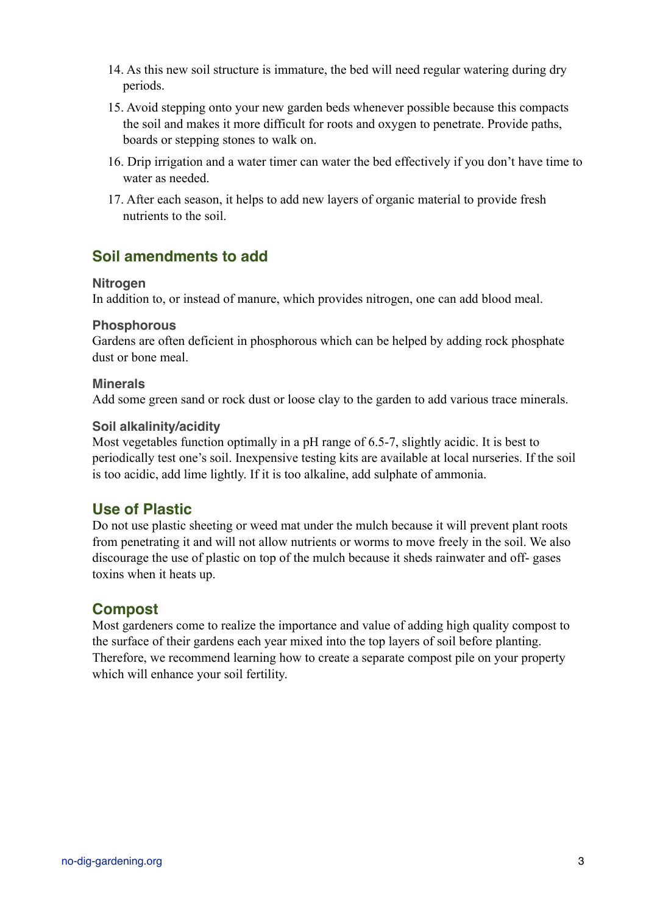14. As this new soil structure is immature, the bed will need regular watering during dry periods.
15. Avoid stepping onto your new garden beds whenever possible because this compacts the soil and makes it more difficult for roots and oxygen to penetrate. Provide paths, boards or stepping stones to walk on.
16. Drip irrigation and a water timer can water the bed effectively if you don't have time to water as needed.
17. After each season, it helps to add new layers of organic material to provide fresh nutrients to the soil.

## Soil amendments to add

#### Nitrogen

In addition to, or instead of manure, which provides nitrogen, one can add blood meal.

#### Phosphorous

Gardens are often deficient in phosphorous which can be helped by adding rock phosphate dust or bone meal.

#### Minerals

Add some green sand or rock dust or loose clay to the garden to add various trace minerals.

#### Soil alkalinity/acidity

Most vegetables function optimally in a pH range of 6.5-7, slightly acidic. It is best to periodically test one's soil. Inexpensive testing kits are available at local nurseries. If the soil is too acidic, add lime lightly. If it is too alkaline, add sulphate of ammonia.

## Use of Plastic

Do not use plastic sheeting or weed mat under the mulch because it will prevent plant roots from penetrating it and will not allow nutrients or worms to move freely in the soil. We also discourage the use of plastic on top of the mulch because it sheds rainwater and off- gases toxins when it heats up.

## Compost

Most gardeners come to realize the importance and value of adding high quality compost to the surface of their gardens each year mixed into the top layers of soil before planting. Therefore, we recommend learning how to create a separate compost pile on your property which will enhance your soil fertility.